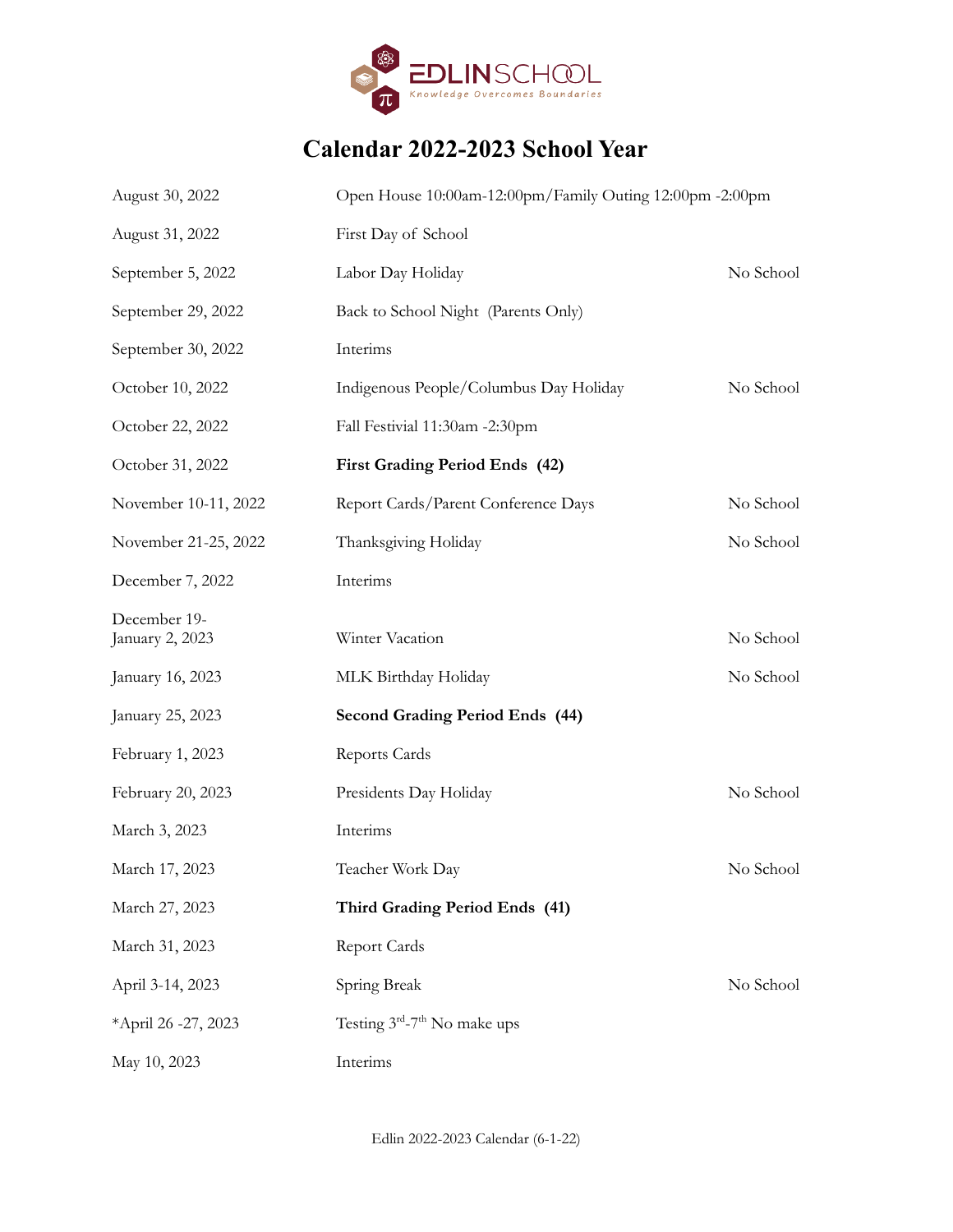EDLINSCHOOL
Knowledge Overcomes Boundaries

# Calendar 2022-2023 School Year

| | | |
|---|---|---|
| August 30, 2022 | Open House 10:00am-12:00pm/Family Outing 12:00pm -2:00pm | |
| August 31, 2022 | First Day of School | |
| September 5, 2022 | Labor Day Holiday | No School |
| September 29, 2022 | Back to School Night (Parents Only) | |
| September 30, 2022 | Interims | |
| October 10, 2022 | Indigenous People/Columbus Day Holiday | No School |
| October 22, 2022 | Fall Festivial 11:30am -2:30pm | |
| October 31, 2022 | **First Grading Period Ends (42)** | |
| November 10-11, 2022 | Report Cards/Parent Conference Days | No School |
| November 21-25, 2022 | Thanksgiving Holiday | No School |
| December 7, 2022 | Interims | |
| December 19- January 2, 2023 | Winter Vacation | No School |
| January 16, 2023 | MLK Birthday Holiday | No School |
| January 25, 2023 | **Second Grading Period Ends (44)** | |
| February 1, 2023 | Reports Cards | |
| February 20, 2023 | Presidents Day Holiday | No School |
| March 3, 2023 | Interims | |
| March 17, 2023 | Teacher Work Day | No School |
| March 27, 2023 | **Third Grading Period Ends (41)** | |
| March 31, 2023 | Report Cards | |
| April 3-14, 2023 | Spring Break | No School |
| *April 26 -27, 2023 | Testing 3rd-7th No make ups | |
| May 10, 2023 | Interims | |

Edlin 2022-2023 Calendar (6-1-22)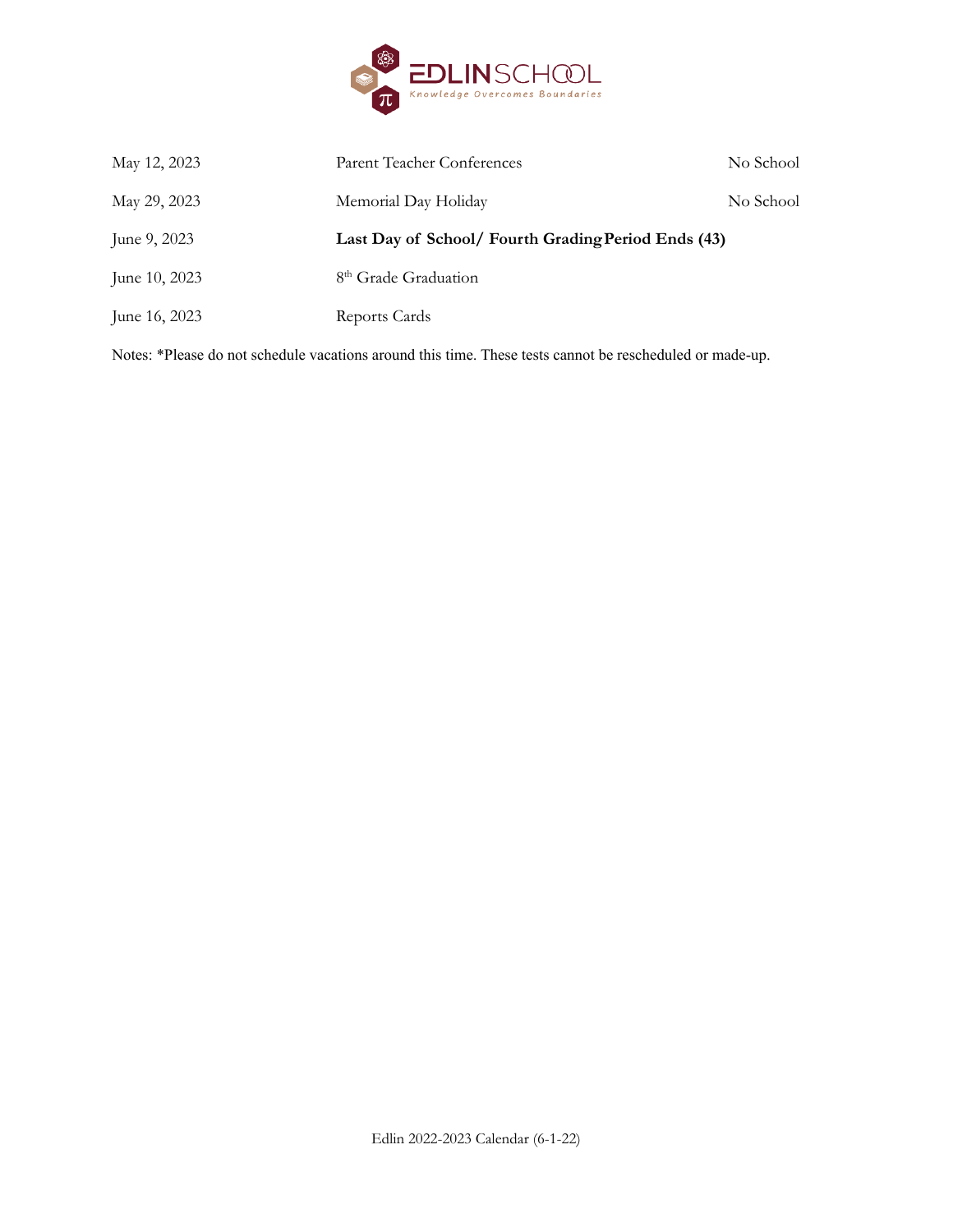| | | |
|---|---|---|
| May 12, 2023 | Parent Teacher Conferences | No School |
| May 29, 2023 | Memorial Day Holiday | No School |
| June 9, 2023 | **Last Day of School/ Fourth Grading Period Ends (43)** | |
| June 10, 2023 | 8th Grade Graduation | |
| June 16, 2023 | Reports Cards | |

Notes: *Please do not schedule vacations around this time. These tests cannot be rescheduled or made-up.